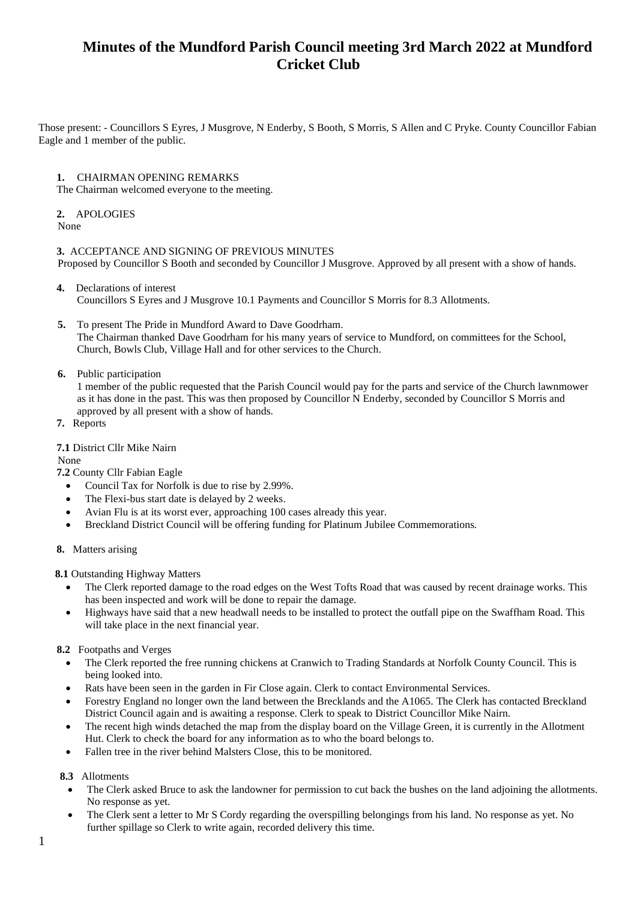# Minutes of the Mundford Parish Council meeting 3rd March 2022 at Mundford Cricket Club

Those present: - Councillors S Eyres, J Musgrove, N Enderby, S Booth, S Morris, S Allen and C Pryke. County Councillor Fabian Eagle and 1 member of the public.

**1.** CHAIRMAN OPENING REMARKS
The Chairman welcomed everyone to the meeting.

**2.** APOLOGIES
None

**3.** ACCEPTANCE AND SIGNING OF PREVIOUS MINUTES
Proposed by Councillor S Booth and seconded by Councillor J Musgrove. Approved by all present with a show of hands.

**4.** Declarations of interest
Councillors S Eyres and J Musgrove 10.1 Payments and Councillor S Morris for 8.3 Allotments.

**5.** To present The Pride in Mundford Award to Dave Goodrham.
The Chairman thanked Dave Goodrham for his many years of service to Mundford, on committees for the School, Church, Bowls Club, Village Hall and for other services to the Church.

**6.** Public participation
1 member of the public requested that the Parish Council would pay for the parts and service of the Church lawnmower as it has done in the past. This was then proposed by Councillor N Enderby, seconded by Councillor S Morris and approved by all present with a show of hands.

**7.** Reports

**7.1** District Cllr Mike Nairn
None

**7.2** County Cllr Fabian Eagle

- Council Tax for Norfolk is due to rise by 2.99%.
- The Flexi-bus start date is delayed by 2 weeks.
- Avian Flu is at its worst ever, approaching 100 cases already this year.
- Breckland District Council will be offering funding for Platinum Jubilee Commemorations.

**8.** Matters arising

**8.1** Outstanding Highway Matters

- The Clerk reported damage to the road edges on the West Tofts Road that was caused by recent drainage works. This has been inspected and work will be done to repair the damage.
- Highways have said that a new headwall needs to be installed to protect the outfall pipe on the Swaffham Road. This will take place in the next financial year.

**8.2** Footpaths and Verges

- The Clerk reported the free running chickens at Cranwich to Trading Standards at Norfolk County Council. This is being looked into.
- Rats have been seen in the garden in Fir Close again. Clerk to contact Environmental Services.
- Forestry England no longer own the land between the Brecklands and the A1065. The Clerk has contacted Breckland District Council again and is awaiting a response. Clerk to speak to District Councillor Mike Nairn.
- The recent high winds detached the map from the display board on the Village Green, it is currently in the Allotment Hut. Clerk to check the board for any information as to who the board belongs to.
- Fallen tree in the river behind Malsters Close, this to be monitored.

**8.3** Allotments

- The Clerk asked Bruce to ask the landowner for permission to cut back the bushes on the land adjoining the allotments. No response as yet.
- The Clerk sent a letter to Mr S Cordy regarding the overspilling belongings from his land. No response as yet. No further spillage so Clerk to write again, recorded delivery this time.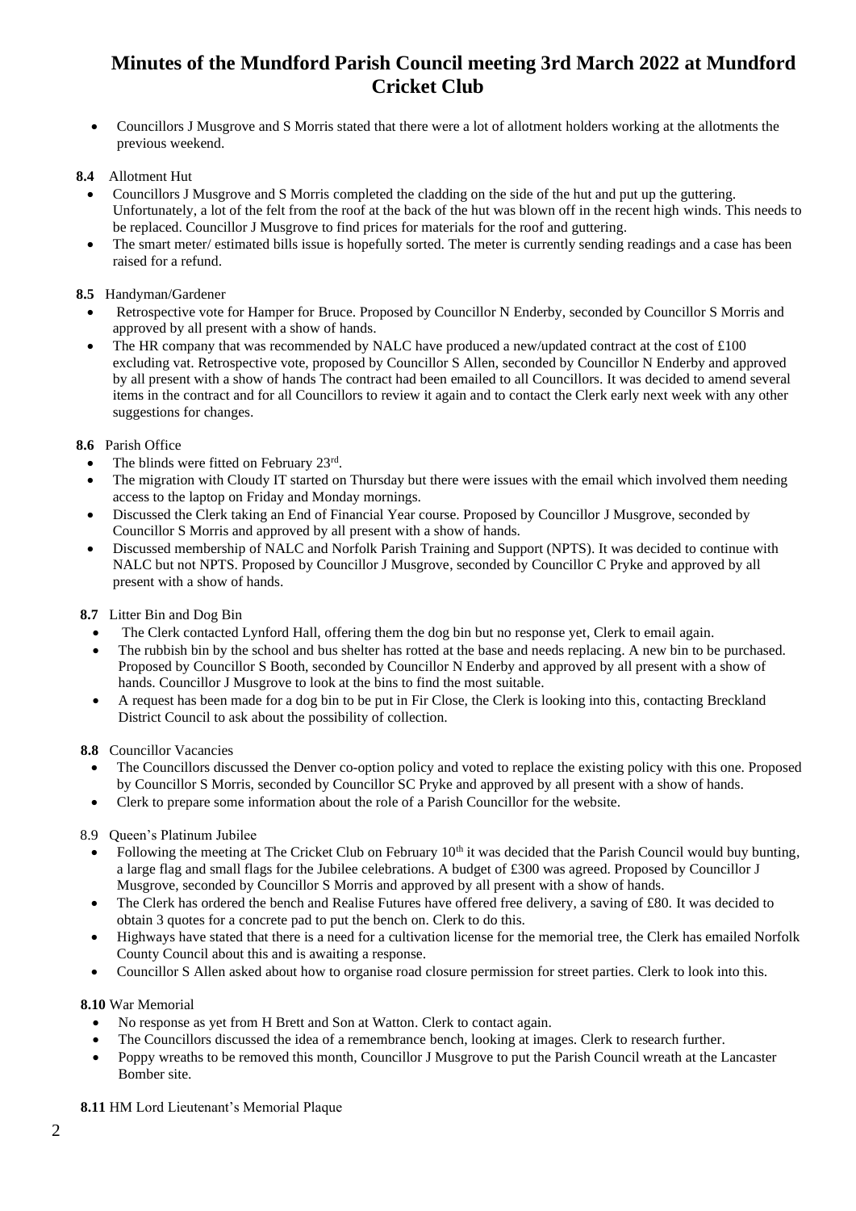# Minutes of the Mundford Parish Council meeting 3rd March 2022 at Mundford Cricket Club

- Councillors J Musgrove and S Morris stated that there were a lot of allotment holders working at the allotments the previous weekend.

**8.4** Allotment Hut

- Councillors J Musgrove and S Morris completed the cladding on the side of the hut and put up the guttering. Unfortunately, a lot of the felt from the roof at the back of the hut was blown off in the recent high winds. This needs to be replaced. Councillor J Musgrove to find prices for materials for the roof and guttering.
- The smart meter/ estimated bills issue is hopefully sorted. The meter is currently sending readings and a case has been raised for a refund.

**8.5** Handyman/Gardener

- Retrospective vote for Hamper for Bruce. Proposed by Councillor N Enderby, seconded by Councillor S Morris and approved by all present with a show of hands.
- The HR company that was recommended by NALC have produced a new/updated contract at the cost of £100 excluding vat. Retrospective vote, proposed by Councillor S Allen, seconded by Councillor N Enderby and approved by all present with a show of hands The contract had been emailed to all Councillors. It was decided to amend several items in the contract and for all Councillors to review it again and to contact the Clerk early next week with any other suggestions for changes.

**8.6** Parish Office

- The blinds were fitted on February 23rd.
- The migration with Cloudy IT started on Thursday but there were issues with the email which involved them needing access to the laptop on Friday and Monday mornings.
- Discussed the Clerk taking an End of Financial Year course. Proposed by Councillor J Musgrove, seconded by Councillor S Morris and approved by all present with a show of hands.
- Discussed membership of NALC and Norfolk Parish Training and Support (NPTS). It was decided to continue with NALC but not NPTS. Proposed by Councillor J Musgrove, seconded by Councillor C Pryke and approved by all present with a show of hands.

**8.7** Litter Bin and Dog Bin

- The Clerk contacted Lynford Hall, offering them the dog bin but no response yet, Clerk to email again.
- The rubbish bin by the school and bus shelter has rotted at the base and needs replacing. A new bin to be purchased. Proposed by Councillor S Booth, seconded by Councillor N Enderby and approved by all present with a show of hands. Councillor J Musgrove to look at the bins to find the most suitable.
- A request has been made for a dog bin to be put in Fir Close, the Clerk is looking into this, contacting Breckland District Council to ask about the possibility of collection.

**8.8** Councillor Vacancies

- The Councillors discussed the Denver co-option policy and voted to replace the existing policy with this one. Proposed by Councillor S Morris, seconded by Councillor SC Pryke and approved by all present with a show of hands.
- Clerk to prepare some information about the role of a Parish Councillor for the website.

8.9 Queen's Platinum Jubilee

- Following the meeting at The Cricket Club on February 10th it was decided that the Parish Council would buy bunting, a large flag and small flags for the Jubilee celebrations. A budget of £300 was agreed. Proposed by Councillor J Musgrove, seconded by Councillor S Morris and approved by all present with a show of hands.
- The Clerk has ordered the bench and Realise Futures have offered free delivery, a saving of £80. It was decided to obtain 3 quotes for a concrete pad to put the bench on. Clerk to do this.
- Highways have stated that there is a need for a cultivation license for the memorial tree, the Clerk has emailed Norfolk County Council about this and is awaiting a response.
- Councillor S Allen asked about how to organise road closure permission for street parties. Clerk to look into this.

**8.10** War Memorial

- No response as yet from H Brett and Son at Watton. Clerk to contact again.
- The Councillors discussed the idea of a remembrance bench, looking at images. Clerk to research further.
- Poppy wreaths to be removed this month, Councillor J Musgrove to put the Parish Council wreath at the Lancaster Bomber site.

**8.11** HM Lord Lieutenant's Memorial Plaque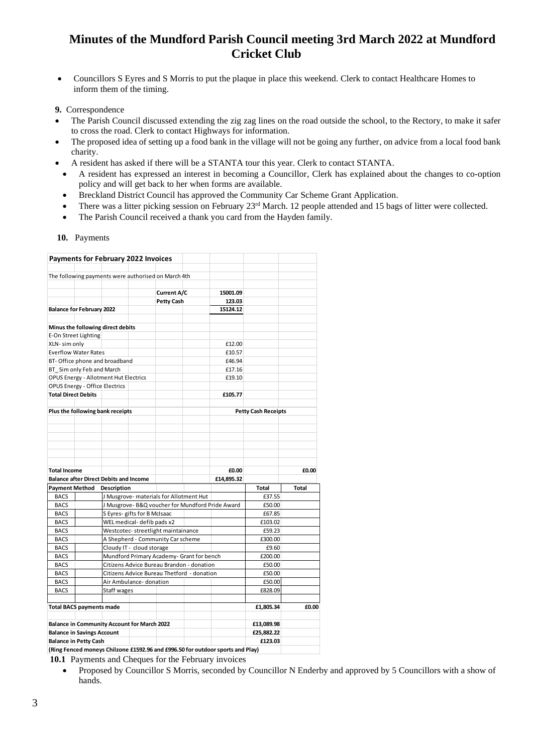# Minutes of the Mundford Parish Council meeting 3rd March 2022 at Mundford Cricket Club

- Councillors S Eyres and S Morris to put the plaque in place this weekend. Clerk to contact Healthcare Homes to inform them of the timing.

**9.** Correspondence

- The Parish Council discussed extending the zig zag lines on the road outside the school, to the Rectory, to make it safer to cross the road. Clerk to contact Highways for information.
- The proposed idea of setting up a food bank in the village will not be going any further, on advice from a local food bank charity.
- A resident has asked if there will be a STANTA tour this year. Clerk to contact STANTA.
- A resident has expressed an interest in becoming a Councillor, Clerk has explained about the changes to co-option policy and will get back to her when forms are available.
- Breckland District Council has approved the Community Car Scheme Grant Application.
- There was a litter picking session on February 23rd March. 12 people attended and 15 bags of litter were collected.
- The Parish Council received a thank you card from the Hayden family.

**10.** Payments

| **Payments for February 2022 Invoices** | | | |
|---|---|---|---|
| The following payments were authorised on March 4th | | | |
| | | | |
| **Current A/C** | **15001.09** | | |
| **Petty Cash** | **123.03** | | |
| **Balance for February 2022** | **15124.12** | | |
| | | | |
| **Minus the following direct debits** | | | |
| E-On Street Lighting | | | |
| XLN- sim only | £12.00 | | |
| Everflow Water Rates | £10.57 | | |
| BT- Office phone and broadband | £46.94 | | |
| BT_ Sim only Feb and March | £17.16 | | |
| OPUS Energy - Allotment Hut Electrics | £19.10 | | |
| OPUS Energy - Office Electrics | | | |
| **Total Direct Debits** | **£105.77** | | |
| | | | |
| **Plus the following bank receipts** | | **Petty Cash Receipts** | |
| **Total Income** | **£0.00** | | **£0.00** |
| **Balance after Direct Debits and Income** | **£14,895.32** | | |
| **Payment Method / Description** | | **Total** | **Total** |
| BACS – J Musgrove- materials for Allotment Hut | | £37.55 | |
| BACS – J Musgrove- B&Q voucher for Mundford Pride Award | | £50.00 | |
| BACS – S Eyres- gifts for B McIsaac | | £67.85 | |
| BACS – WEL medical- defib pads x2 | | £103.02 | |
| BACS – Westcotec- streetlight maintainance | | £59.23 | |
| BACS – A Shepherd - Community Car scheme | | £300.00 | |
| BACS – Cloudy IT - cloud storage | | £9.60 | |
| BACS – Mundford Primary Academy- Grant for bench | | £200.00 | |
| BACS – Citizens Advice Bureau Brandon - donation | | £50.00 | |
| BACS – Citizens Advice Bureau Thetford - donation | | £50.00 | |
| BACS – Air Ambulance- donation | | £50.00 | |
| BACS – Staff wages | | £828.09 | |
| | | | |
| **Total BACS payments made** | | **£1,805.34** | **£0.00** |
| | | | |
| **Balance in Community Account for March 2022** | | **£13,089.98** | |
| **Balance in Savings Account** | | **£25,882.22** | |
| **Balance in Petty Cash** | | **£123.03** | |
| **(Ring Fenced moneys Chilzone £1592.96 and £996.50 for outdoor sports and Play)** | | | |

**10.1** Payments and Cheques for the February invoices

- Proposed by Councillor S Morris, seconded by Councillor N Enderby and approved by 5 Councillors with a show of hands.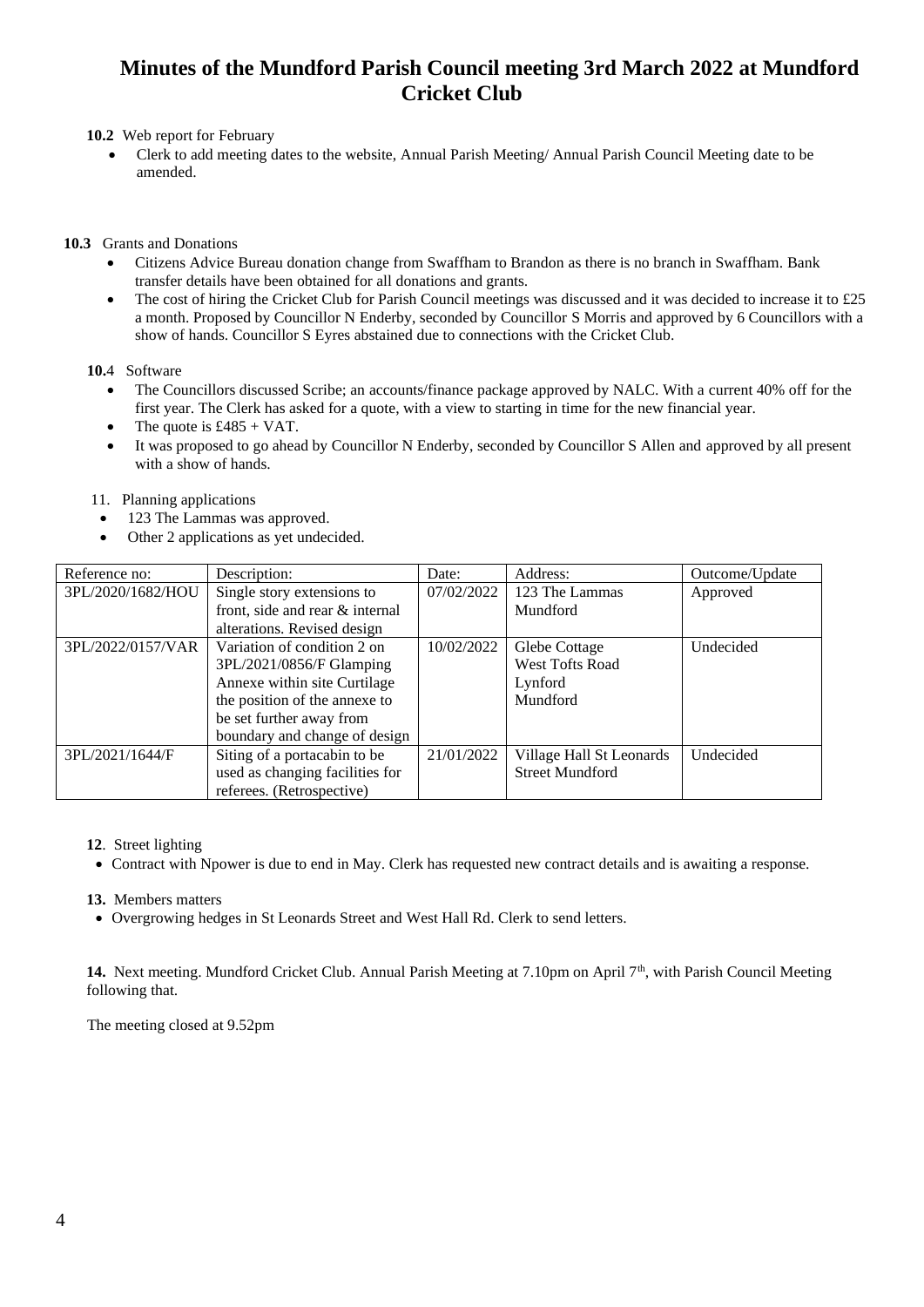# Minutes of the Mundford Parish Council meeting 3rd March 2022 at Mundford Cricket Club

**10.2** Web report for February

- Clerk to add meeting dates to the website, Annual Parish Meeting/ Annual Parish Council Meeting date to be amended.

**10.3** Grants and Donations

- Citizens Advice Bureau donation change from Swaffham to Brandon as there is no branch in Swaffham. Bank transfer details have been obtained for all donations and grants.
- The cost of hiring the Cricket Club for Parish Council meetings was discussed and it was decided to increase it to £25 a month. Proposed by Councillor N Enderby, seconded by Councillor S Morris and approved by 6 Councillors with a show of hands. Councillor S Eyres abstained due to connections with the Cricket Club.

**10.**4 Software

- The Councillors discussed Scribe; an accounts/finance package approved by NALC. With a current 40% off for the first year. The Clerk has asked for a quote, with a view to starting in time for the new financial year.
- The quote is £485 + VAT.
- It was proposed to go ahead by Councillor N Enderby, seconded by Councillor S Allen and approved by all present with a show of hands.

11. Planning applications

- 123 The Lammas was approved.
- Other 2 applications as yet undecided.

| Reference no: | Description: | Date: | Address: | Outcome/Update |
|---|---|---|---|---|
| 3PL/2020/1682/HOU | Single story extensions to front, side and rear & internal alterations. Revised design | 07/02/2022 | 123 The Lammas Mundford | Approved |
| 3PL/2022/0157/VAR | Variation of condition 2 on 3PL/2021/0856/F Glamping Annexe within site Curtilage the position of the annexe to be set further away from boundary and change of design | 10/02/2022 | Glebe Cottage West Tofts Road Lynford Mundford | Undecided |
| 3PL/2021/1644/F | Siting of a portacabin to be used as changing facilities for referees. (Retrospective) | 21/01/2022 | Village Hall St Leonards Street Mundford | Undecided |

**12**. Street lighting

- Contract with Npower is due to end in May. Clerk has requested new contract details and is awaiting a response.

**13.** Members matters

- Overgrowing hedges in St Leonards Street and West Hall Rd. Clerk to send letters.

**14.** Next meeting. Mundford Cricket Club. Annual Parish Meeting at 7.10pm on April 7th, with Parish Council Meeting following that.

The meeting closed at 9.52pm